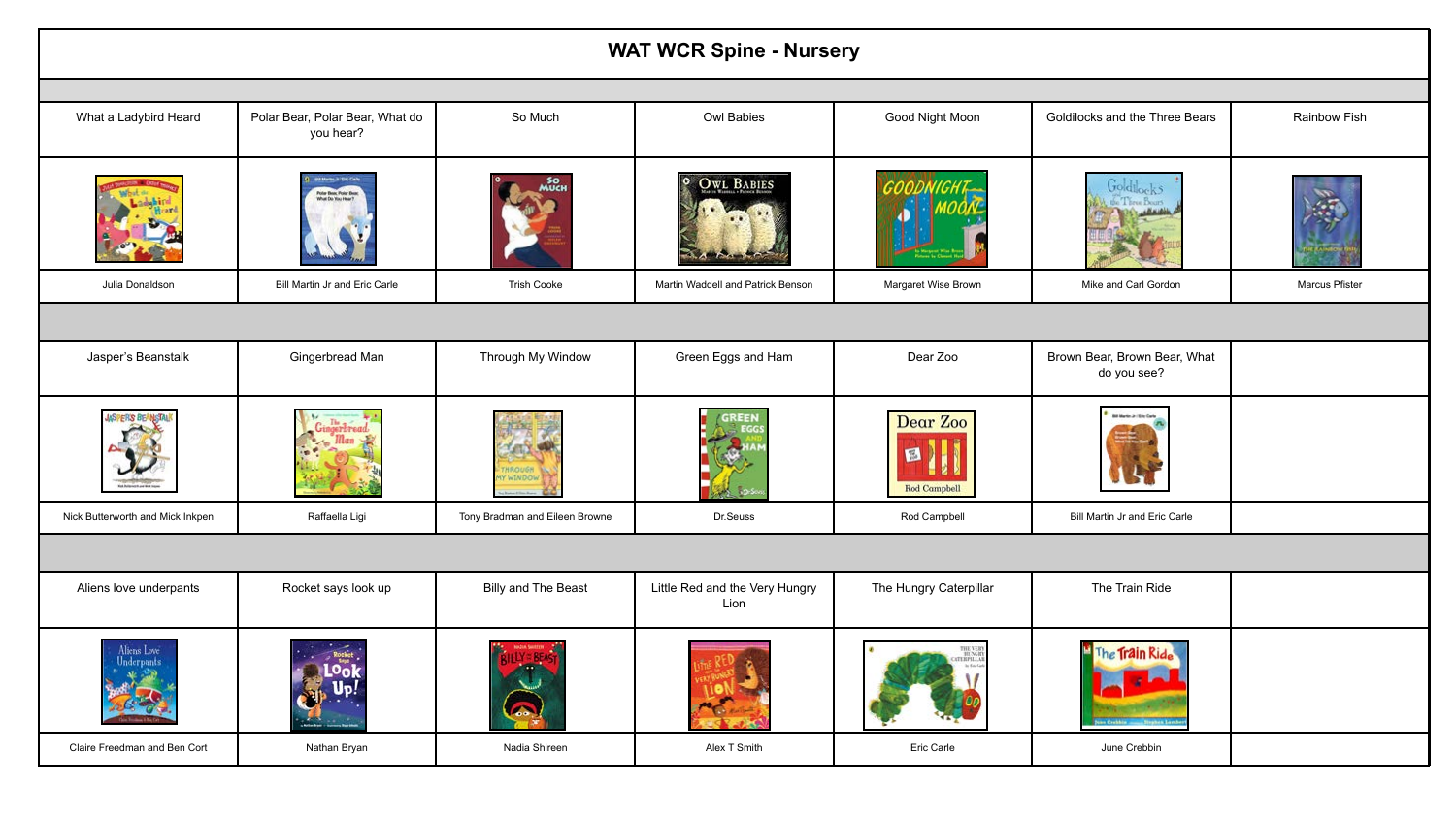# WAT WCR Spine - Nursery

| | | | | | | |
|---|---|---|---|---|---|---|
| What a Ladybird Heard | Polar Bear, Polar Bear, What do you hear? | So Much | Owl Babies | Good Night Moon | Goldilocks and the Three Bears | Rainbow Fish |
| Julia Donaldson | Bill Martin Jr and Eric Carle | Trish Cooke | Martin Waddell and Patrick Benson | Margaret Wise Brown | Mike and Carl Gordon | Marcus Pfister |
| Jasper's Beanstalk | Gingerbread Man | Through My Window | Green Eggs and Ham | Dear Zoo | Brown Bear, Brown Bear, What do you see? | |
| Nick Butterworth and Mick Inkpen | Raffaella Ligi | Tony Bradman and Eileen Browne | Dr.Seuss | Rod Campbell | Bill Martin Jr and Eric Carle | |
| Aliens love underpants | Rocket says look up | Billy and The Beast | Little Red and the Very Hungry Lion | The Hungry Caterpillar | The Train Ride | |
| Claire Freedman and Ben Cort | Nathan Bryan | Nadia Shireen | Alex T Smith | Eric Carle | June Crebbin | |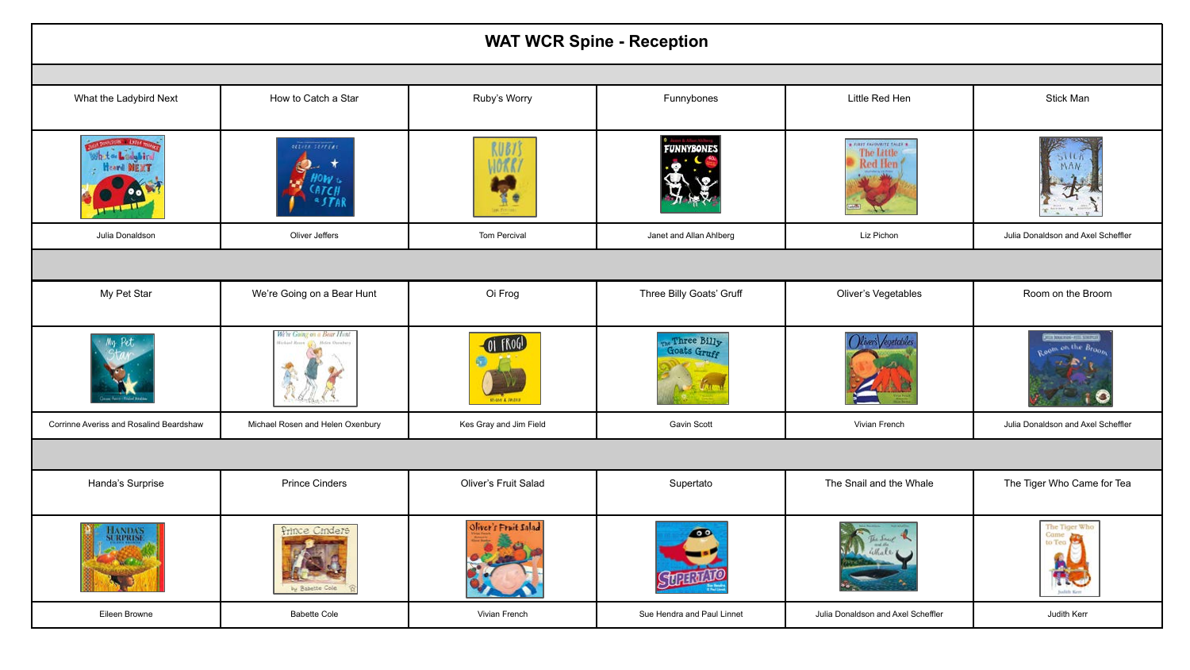# WAT WCR Spine - Reception

| What the Ladybird Next | How to Catch a Star | Ruby's Worry | Funnybones | Little Red Hen | Stick Man |
|---|---|---|---|---|---|
| Julia Donaldson | Oliver Jeffers | Tom Percival | Janet and Allan Ahlberg | Liz Pichon | Julia Donaldson and Axel Scheffler |

| My Pet Star | We're Going on a Bear Hunt | Oi Frog | Three Billy Goats' Gruff | Oliver's Vegetables | Room on the Broom |
|---|---|---|---|---|---|
| Corrinne Averiss and Rosalind Beardshaw | Michael Rosen and Helen Oxenbury | Kes Gray and Jim Field | Gavin Scott | Vivian French | Julia Donaldson and Axel Scheffler |

| Handa's Surprise | Prince Cinders | Oliver's Fruit Salad | Supertato | The Snail and the Whale | The Tiger Who Came for Tea |
|---|---|---|---|---|---|
| Eileen Browne | Babette Cole | Vivian French | Sue Hendra and Paul Linnet | Julia Donaldson and Axel Scheffler | Judith Kerr |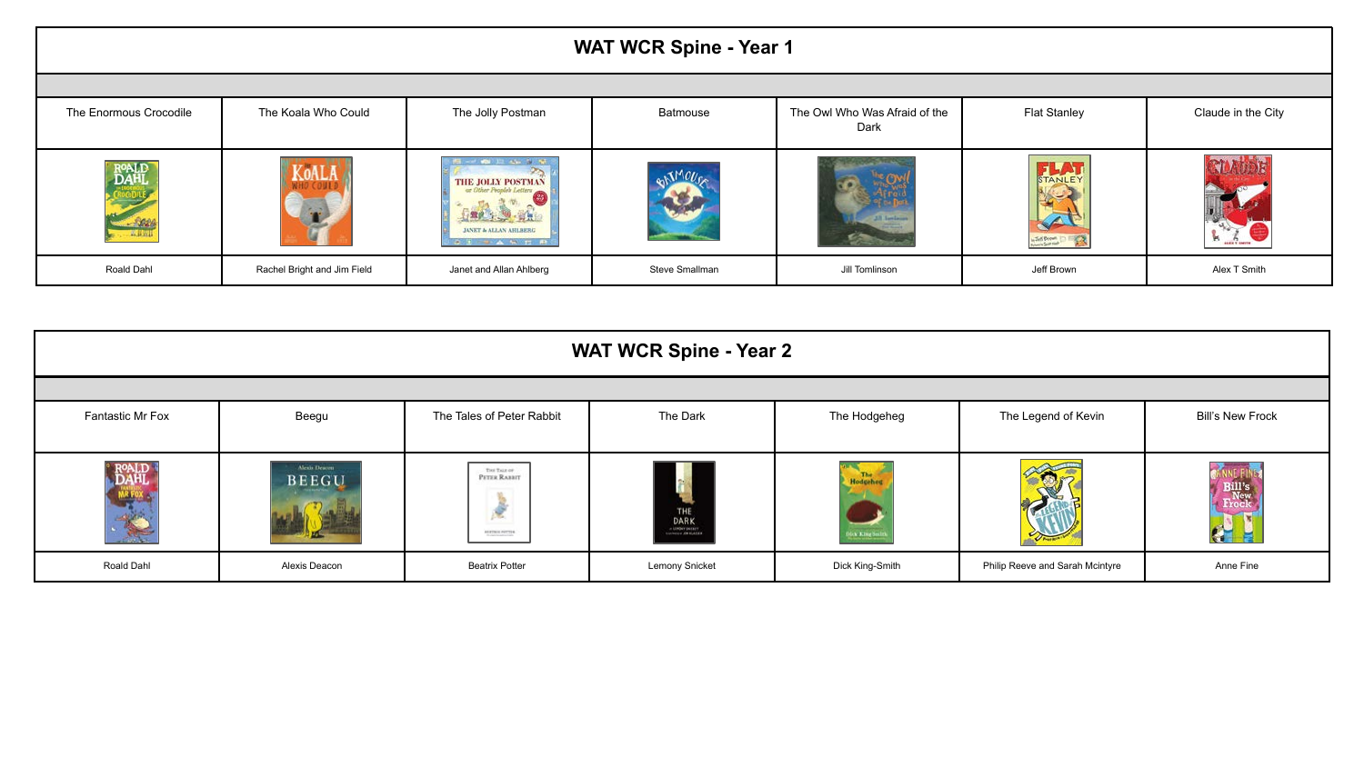## WAT WCR Spine - Year 1

| The Enormous Crocodile | The Koala Who Could | The Jolly Postman | Batmouse | The Owl Who Was Afraid of the Dark | Flat Stanley | Claude in the City |
|---|---|---|---|---|---|---|
| | | | | | | |
| Roald Dahl | Rachel Bright and Jim Field | Janet and Allan Ahlberg | Steve Smallman | Jill Tomlinson | Jeff Brown | Alex T Smith |

## WAT WCR Spine - Year 2

| Fantastic Mr Fox | Beegu | The Tales of Peter Rabbit | The Dark | The Hodgeheg | The Legend of Kevin | Bill's New Frock |
|---|---|---|---|---|---|---|
| | | | | | | |
| Roald Dahl | Alexis Deacon | Beatrix Potter | Lemony Snicket | Dick King-Smith | Philip Reeve and Sarah Mcintyre | Anne Fine |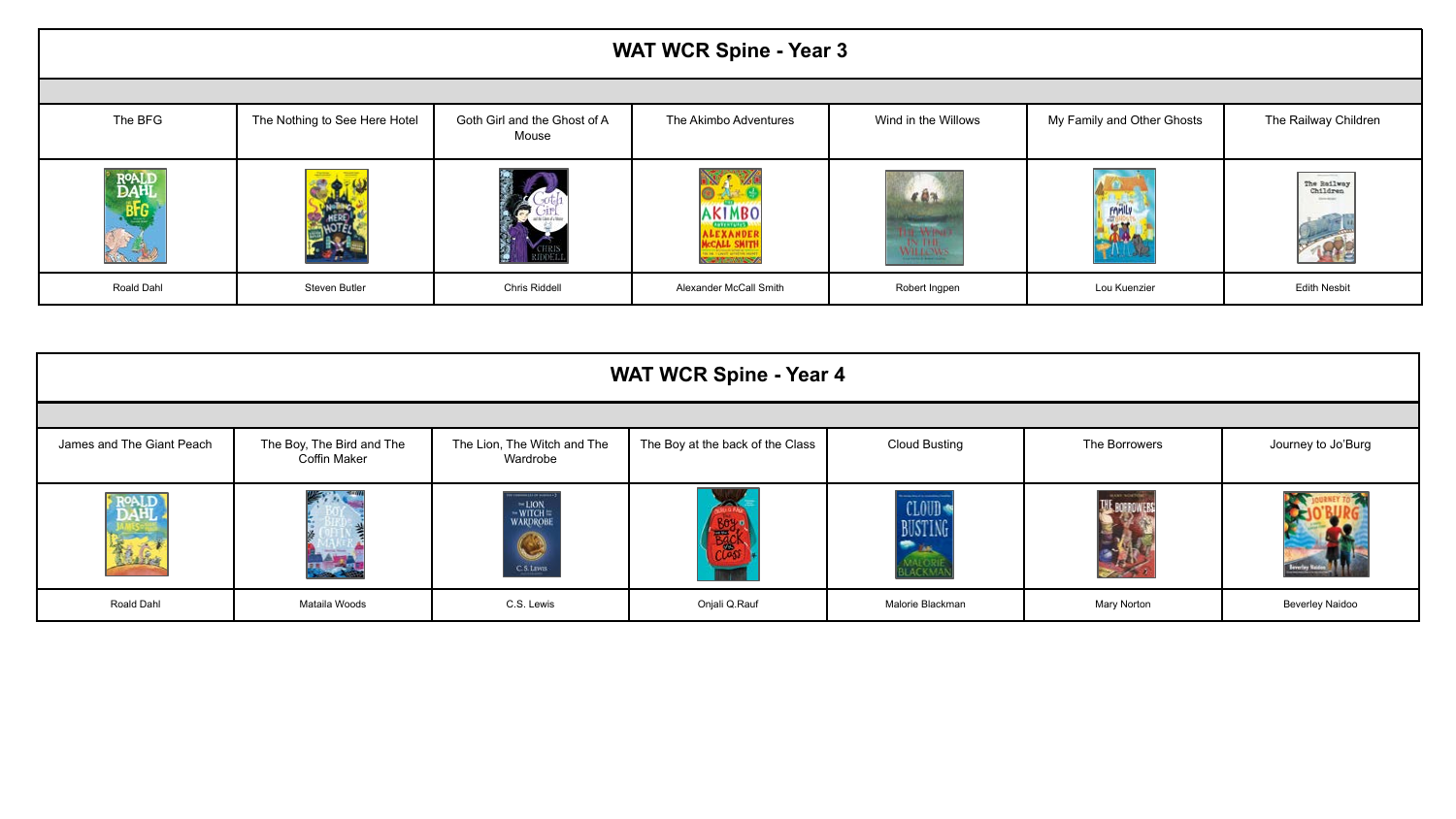## WAT WCR Spine - Year 3

| The BFG | The Nothing to See Here Hotel | Goth Girl and the Ghost of A Mouse | The Akimbo Adventures | Wind in the Willows | My Family and Other Ghosts | The Railway Children |
|---|---|---|---|---|---|---|
| | | | | | | |
| Roald Dahl | Steven Butler | Chris Riddell | Alexander McCall Smith | Robert Ingpen | Lou Kuenzier | Edith Nesbit |

## WAT WCR Spine - Year 4

| James and The Giant Peach | The Boy, The Bird and The Coffin Maker | The Lion, The Witch and The Wardrobe | The Boy at the back of the Class | Cloud Busting | The Borrowers | Journey to Jo'Burg |
|---|---|---|---|---|---|---|
| | | | | | | |
| Roald Dahl | Matalia Woods | C.S. Lewis | Onjali Q.Rauf | Malorie Blackman | Mary Norton | Beverley Naidoo |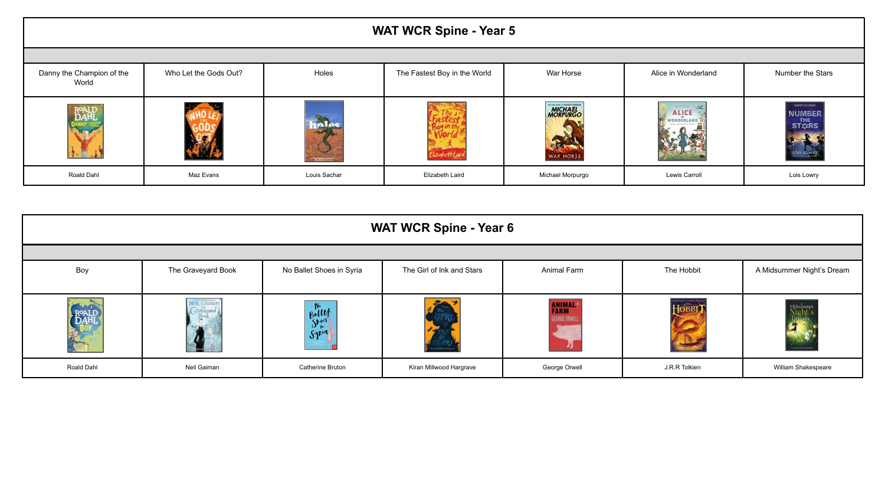## WAT WCR Spine - Year 5

| | | | | | | |
|---|---|---|---|---|---|---|
| Danny the Champion of the World | Who Let the Gods Out? | Holes | The Fastest Boy in the World | War Horse | Alice in Wonderland | Number the Stars |
| Roald Dahl | Maz Evans | Louis Sachar | Elizabeth Laird | Michael Morpurgo | Lewis Carroll | Lois Lowry |

## WAT WCR Spine - Year 6

| | | | | | | |
|---|---|---|---|---|---|---|
| Boy | The Graveyard Book | No Ballet Shoes in Syria | The Girl of Ink and Stars | Animal Farm | The Hobbit | A Midsummer Night's Dream |
| Roald Dahl | Neil Gaiman | Catherine Bruton | Kiran Millwood Hargrave | George Orwell | J.R.R Tolkien | William Shakespeare |